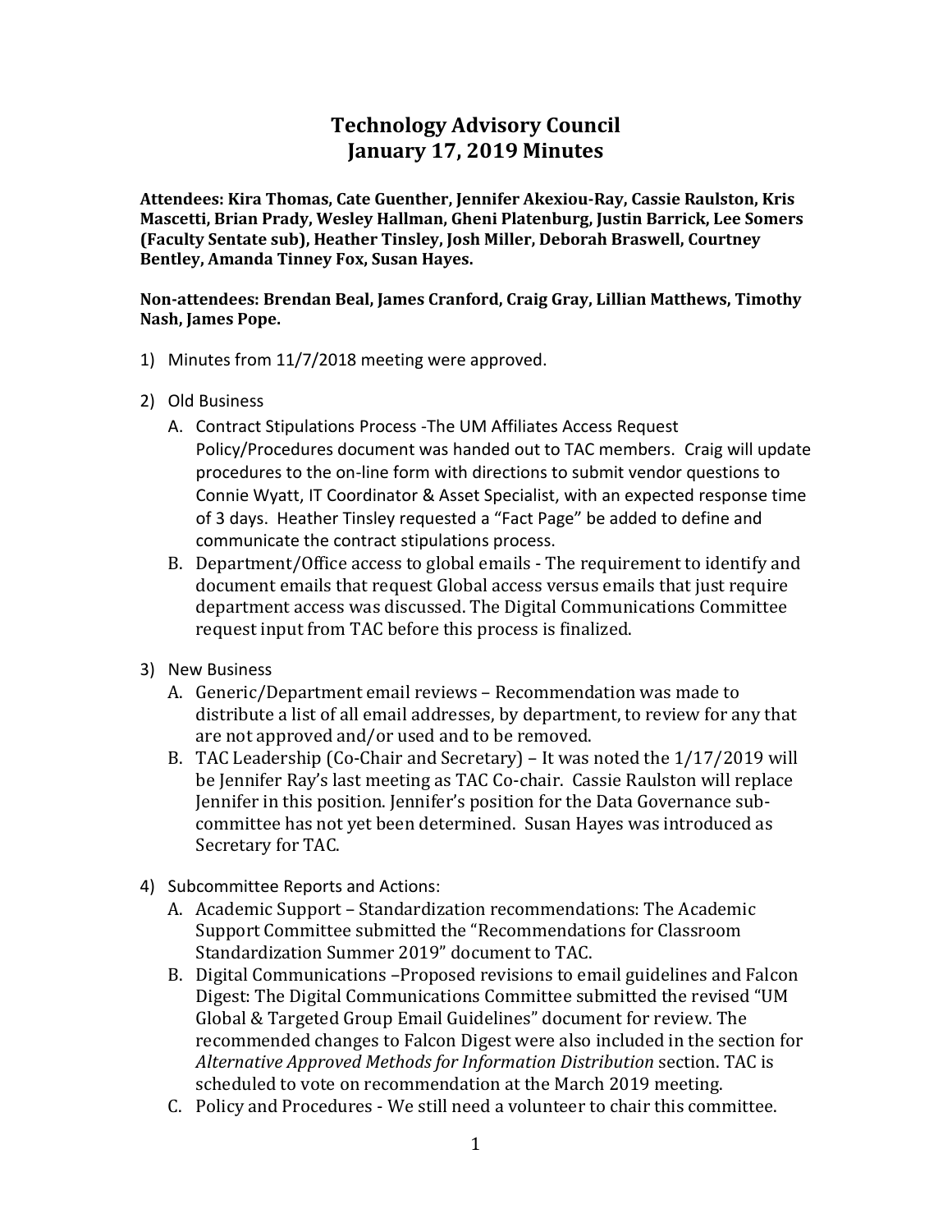# Technology Advisory Council
# January 17, 2019 Minutes

**Attendees: Kira Thomas, Cate Guenther, Jennifer Akexiou-Ray, Cassie Raulston, Kris Mascetti, Brian Prady, Wesley Hallman, Gheni Platenburg, Justin Barrick, Lee Somers (Faculty Sentate sub), Heather Tinsley, Josh Miller, Deborah Braswell, Courtney Bentley, Amanda Tinney Fox, Susan Hayes.**

**Non-attendees: Brendan Beal, James Cranford, Craig Gray, Lillian Matthews, Timothy Nash, James Pope.**

1) Minutes from 11/7/2018 meeting were approved.

2) Old Business
   A. Contract Stipulations Process -The UM Affiliates Access Request Policy/Procedures document was handed out to TAC members. Craig will update procedures to the on-line form with directions to submit vendor questions to Connie Wyatt, IT Coordinator & Asset Specialist, with an expected response time of 3 days. Heather Tinsley requested a "Fact Page" be added to define and communicate the contract stipulations process.
   B. Department/Office access to global emails - The requirement to identify and document emails that request Global access versus emails that just require department access was discussed. The Digital Communications Committee request input from TAC before this process is finalized.

3) New Business
   A. Generic/Department email reviews – Recommendation was made to distribute a list of all email addresses, by department, to review for any that are not approved and/or used and to be removed.
   B. TAC Leadership (Co-Chair and Secretary) – It was noted the 1/17/2019 will be Jennifer Ray's last meeting as TAC Co-chair. Cassie Raulston will replace Jennifer in this position. Jennifer's position for the Data Governance sub-committee has not yet been determined. Susan Hayes was introduced as Secretary for TAC.

4) Subcommittee Reports and Actions:
   A. Academic Support – Standardization recommendations: The Academic Support Committee submitted the "Recommendations for Classroom Standardization Summer 2019" document to TAC.
   B. Digital Communications –Proposed revisions to email guidelines and Falcon Digest: The Digital Communications Committee submitted the revised "UM Global & Targeted Group Email Guidelines" document for review. The recommended changes to Falcon Digest were also included in the section for *Alternative Approved Methods for Information Distribution* section. TAC is scheduled to vote on recommendation at the March 2019 meeting.
   C. Policy and Procedures - We still need a volunteer to chair this committee.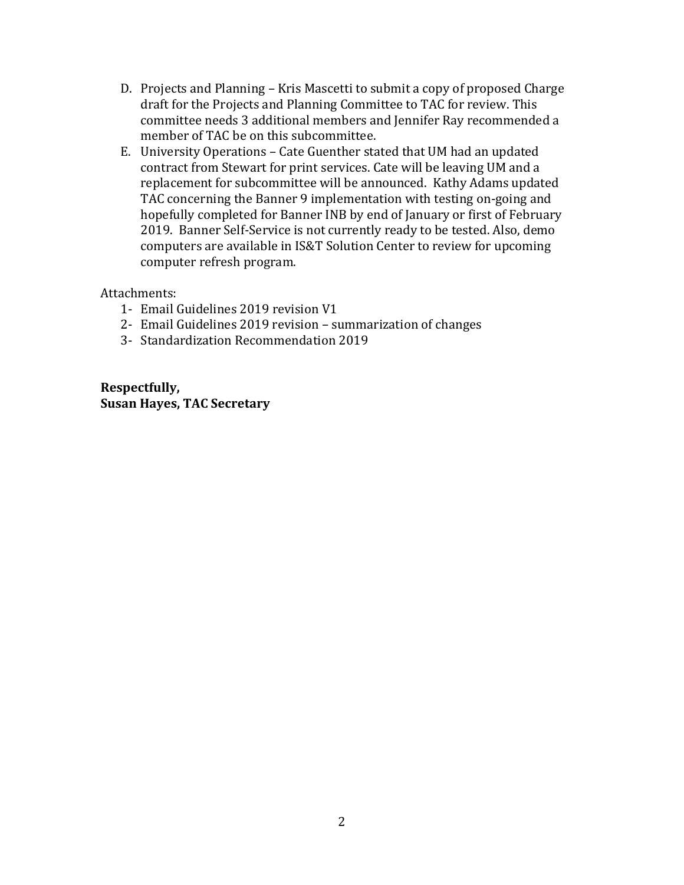D. Projects and Planning – Kris Mascetti to submit a copy of proposed Charge draft for the Projects and Planning Committee to TAC for review. This committee needs 3 additional members and Jennifer Ray recommended a member of TAC be on this subcommittee.

E. University Operations – Cate Guenther stated that UM had an updated contract from Stewart for print services. Cate will be leaving UM and a replacement for subcommittee will be announced. Kathy Adams updated TAC concerning the Banner 9 implementation with testing on-going and hopefully completed for Banner INB by end of January or first of February 2019. Banner Self-Service is not currently ready to be tested. Also, demo computers are available in IS&T Solution Center to review for upcoming computer refresh program.

Attachments:

1- Email Guidelines 2019 revision V1
2- Email Guidelines 2019 revision – summarization of changes
3- Standardization Recommendation 2019

**Respectfully,**
**Susan Hayes, TAC Secretary**